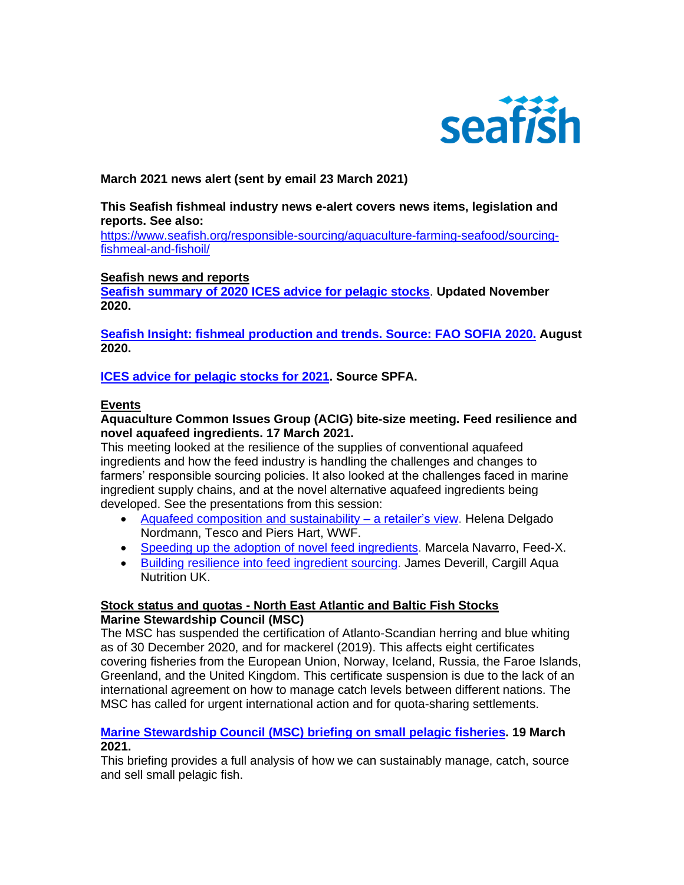**March 2021 news alert (sent by email 23 March 2021)**

**This Seafish fishmeal industry news e-alert covers news items, legislation and reports. See also:**
https://www.seafish.org/responsible-sourcing/aquaculture-farming-seafood/sourcing-fishmeal-and-fishoil/

## Seafish news and reports

**Seafish summary of 2020 ICES advice for pelagic stocks. Updated November 2020.**

**Seafish Insight: fishmeal production and trends. Source: FAO SOFIA 2020. August 2020.**

**ICES advice for pelagic stocks for 2021. Source SPFA.**

## Events

**Aquaculture Common Issues Group (ACIG) bite-size meeting. Feed resilience and novel aquafeed ingredients. 17 March 2021.**

This meeting looked at the resilience of the supplies of conventional aquafeed ingredients and how the feed industry is handling the challenges and changes to farmers' responsible sourcing policies. It also looked at the challenges faced in marine ingredient supply chains, and at the novel alternative aquafeed ingredients being developed. See the presentations from this session:

- Aquafeed composition and sustainability – a retailer's view. Helena Delgado Nordmann, Tesco and Piers Hart, WWF.
- Speeding up the adoption of novel feed ingredients. Marcela Navarro, Feed-X.
- Building resilience into feed ingredient sourcing. James Deverill, Cargill Aqua Nutrition UK.

## Stock status and quotas - North East Atlantic and Baltic Fish Stocks

**Marine Stewardship Council (MSC)**

The MSC has suspended the certification of Atlanto-Scandian herring and blue whiting as of 30 December 2020, and for mackerel (2019). This affects eight certificates covering fisheries from the European Union, Norway, Iceland, Russia, the Faroe Islands, Greenland, and the United Kingdom. This certificate suspension is due to the lack of an international agreement on how to manage catch levels between different nations. The MSC has called for urgent international action and for quota-sharing settlements.

**Marine Stewardship Council (MSC) briefing on small pelagic fisheries. 19 March 2021.**

This briefing provides a full analysis of how we can sustainably manage, catch, source and sell small pelagic fish.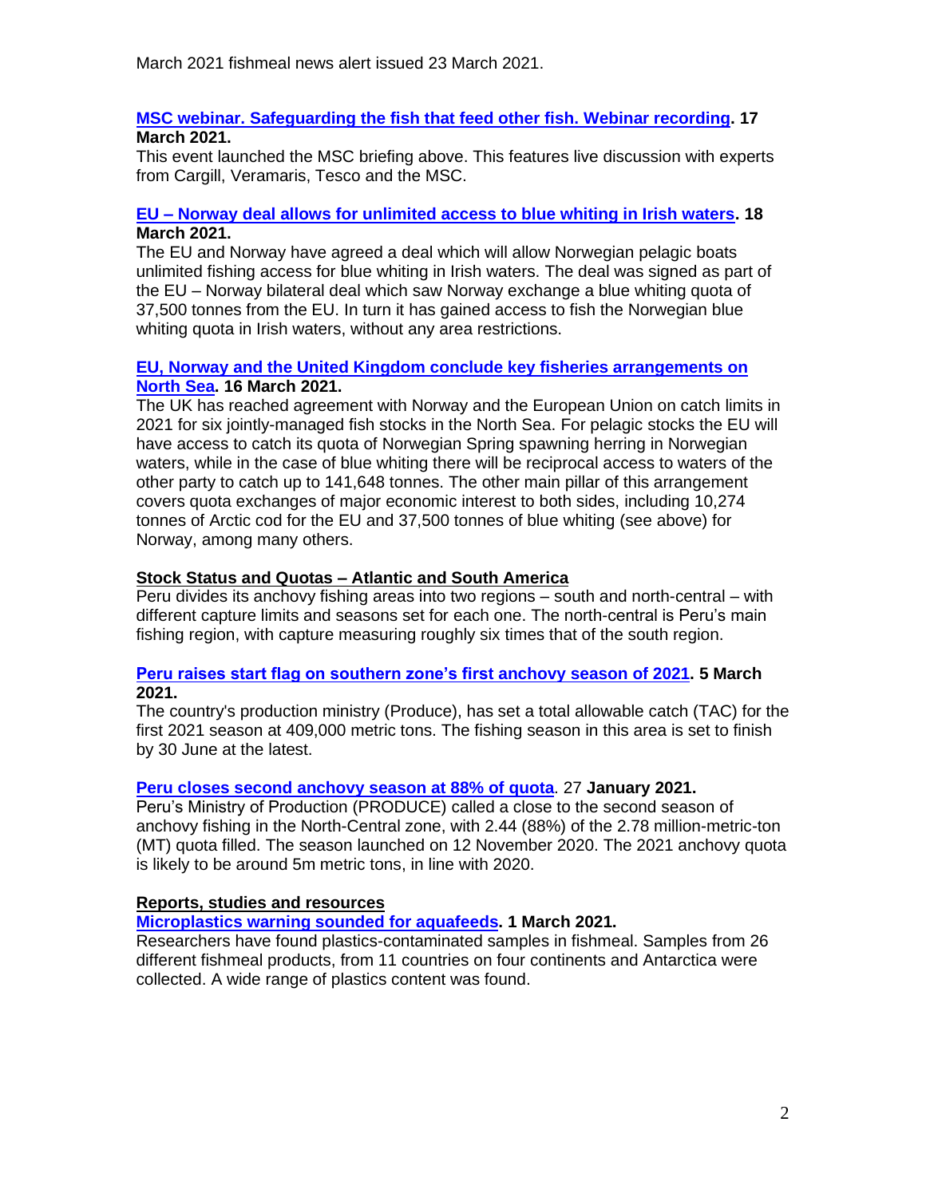March 2021 fishmeal news alert issued 23 March 2021.

**MSC webinar. Safeguarding the fish that feed other fish. Webinar recording. 17 March 2021.**

This event launched the MSC briefing above. This features live discussion with experts from Cargill, Veramaris, Tesco and the MSC.

**EU – Norway deal allows for unlimited access to blue whiting in Irish waters. 18 March 2021.**

The EU and Norway have agreed a deal which will allow Norwegian pelagic boats unlimited fishing access for blue whiting in Irish waters. The deal was signed as part of the EU – Norway bilateral deal which saw Norway exchange a blue whiting quota of 37,500 tonnes from the EU. In turn it has gained access to fish the Norwegian blue whiting quota in Irish waters, without any area restrictions.

**EU, Norway and the United Kingdom conclude key fisheries arrangements on North Sea. 16 March 2021.**

The UK has reached agreement with Norway and the European Union on catch limits in 2021 for six jointly-managed fish stocks in the North Sea. For pelagic stocks the EU will have access to catch its quota of Norwegian Spring spawning herring in Norwegian waters, while in the case of blue whiting there will be reciprocal access to waters of the other party to catch up to 141,648 tonnes. The other main pillar of this arrangement covers quota exchanges of major economic interest to both sides, including 10,274 tonnes of Arctic cod for the EU and 37,500 tonnes of blue whiting (see above) for Norway, among many others.

**Stock Status and Quotas – Atlantic and South America**

Peru divides its anchovy fishing areas into two regions – south and north-central – with different capture limits and seasons set for each one. The north-central is Peru's main fishing region, with capture measuring roughly six times that of the south region.

**Peru raises start flag on southern zone's first anchovy season of 2021. 5 March 2021.**

The country's production ministry (Produce), has set a total allowable catch (TAC) for the first 2021 season at 409,000 metric tons. The fishing season in this area is set to finish by 30 June at the latest.

**Peru closes second anchovy season at 88% of quota**. 27 **January 2021.**

Peru's Ministry of Production (PRODUCE) called a close to the second season of anchovy fishing in the North-Central zone, with 2.44 (88%) of the 2.78 million-metric-ton (MT) quota filled. The season launched on 12 November 2020. The 2021 anchovy quota is likely to be around 5m metric tons, in line with 2020.

**Reports, studies and resources**

**Microplastics warning sounded for aquafeeds. 1 March 2021.**

Researchers have found plastics-contaminated samples in fishmeal. Samples from 26 different fishmeal products, from 11 countries on four continents and Antarctica were collected. A wide range of plastics content was found.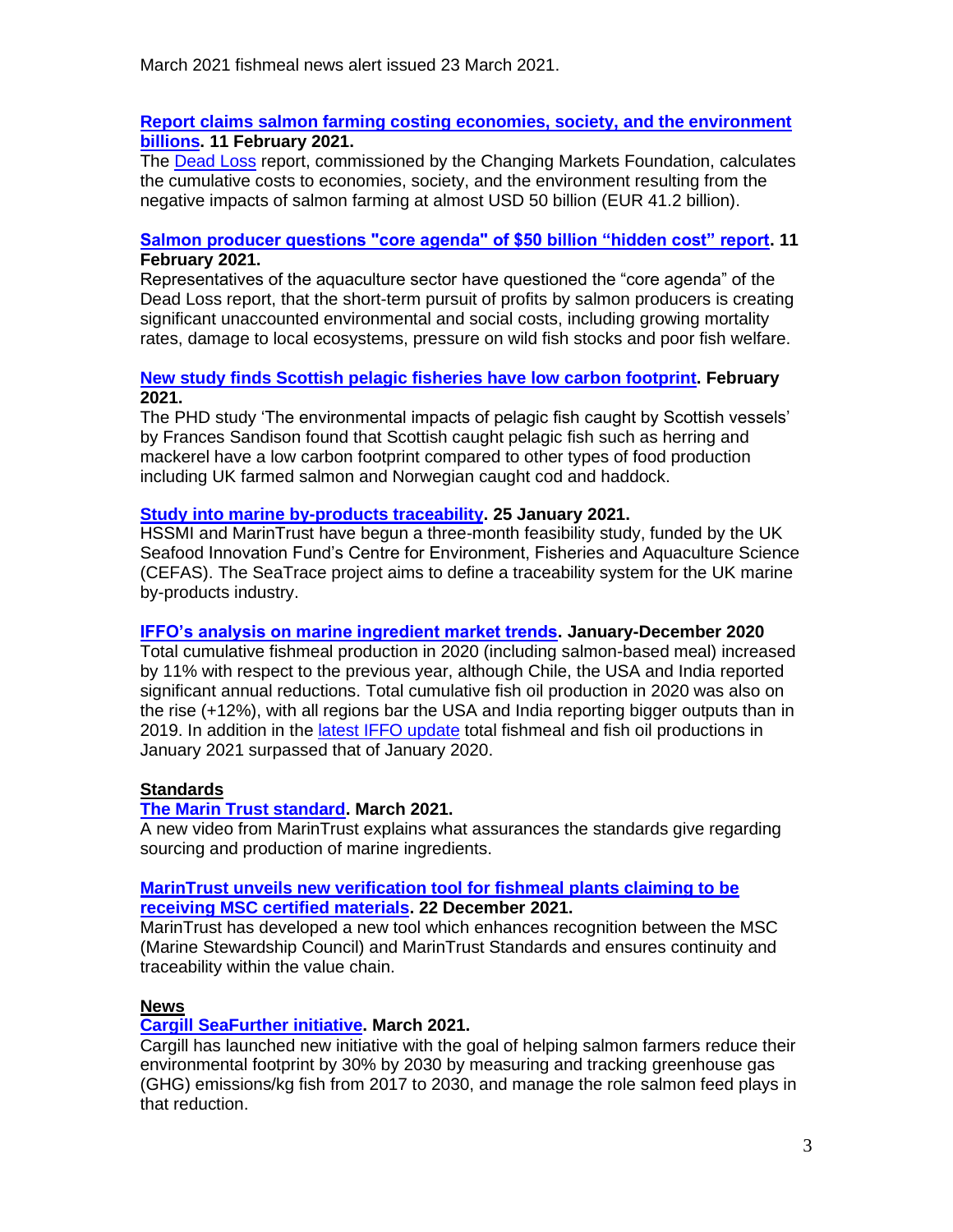March 2021 fishmeal news alert issued 23 March 2021.

**Report claims salmon farming costing economies, society, and the environment billions. 11 February 2021.**

The Dead Loss report, commissioned by the Changing Markets Foundation, calculates the cumulative costs to economies, society, and the environment resulting from the negative impacts of salmon farming at almost USD 50 billion (EUR 41.2 billion).

**Salmon producer questions "core agenda" of $50 billion "hidden cost" report. 11 February 2021.**

Representatives of the aquaculture sector have questioned the "core agenda" of the Dead Loss report, that the short-term pursuit of profits by salmon producers is creating significant unaccounted environmental and social costs, including growing mortality rates, damage to local ecosystems, pressure on wild fish stocks and poor fish welfare.

**New study finds Scottish pelagic fisheries have low carbon footprint. February 2021.**

The PHD study 'The environmental impacts of pelagic fish caught by Scottish vessels' by Frances Sandison found that Scottish caught pelagic fish such as herring and mackerel have a low carbon footprint compared to other types of food production including UK farmed salmon and Norwegian caught cod and haddock.

**Study into marine by-products traceability. 25 January 2021.**

HSSMI and MarinTrust have begun a three-month feasibility study, funded by the UK Seafood Innovation Fund's Centre for Environment, Fisheries and Aquaculture Science (CEFAS). The SeaTrace project aims to define a traceability system for the UK marine by-products industry.

**IFFO's analysis on marine ingredient market trends. January-December 2020**

Total cumulative fishmeal production in 2020 (including salmon-based meal) increased by 11% with respect to the previous year, although Chile, the USA and India reported significant annual reductions. Total cumulative fish oil production in 2020 was also on the rise (+12%), with all regions bar the USA and India reporting bigger outputs than in 2019. In addition in the latest IFFO update total fishmeal and fish oil productions in January 2021 surpassed that of January 2020.

## Standards

**The Marin Trust standard. March 2021.**

A new video from MarinTrust explains what assurances the standards give regarding sourcing and production of marine ingredients.

**MarinTrust unveils new verification tool for fishmeal plants claiming to be receiving MSC certified materials. 22 December 2021.**

MarinTrust has developed a new tool which enhances recognition between the MSC (Marine Stewardship Council) and MarinTrust Standards and ensures continuity and traceability within the value chain.

## News

**Cargill SeaFurther initiative. March 2021.**

Cargill has launched new initiative with the goal of helping salmon farmers reduce their environmental footprint by 30% by 2030 by measuring and tracking greenhouse gas (GHG) emissions/kg fish from 2017 to 2030, and manage the role salmon feed plays in that reduction.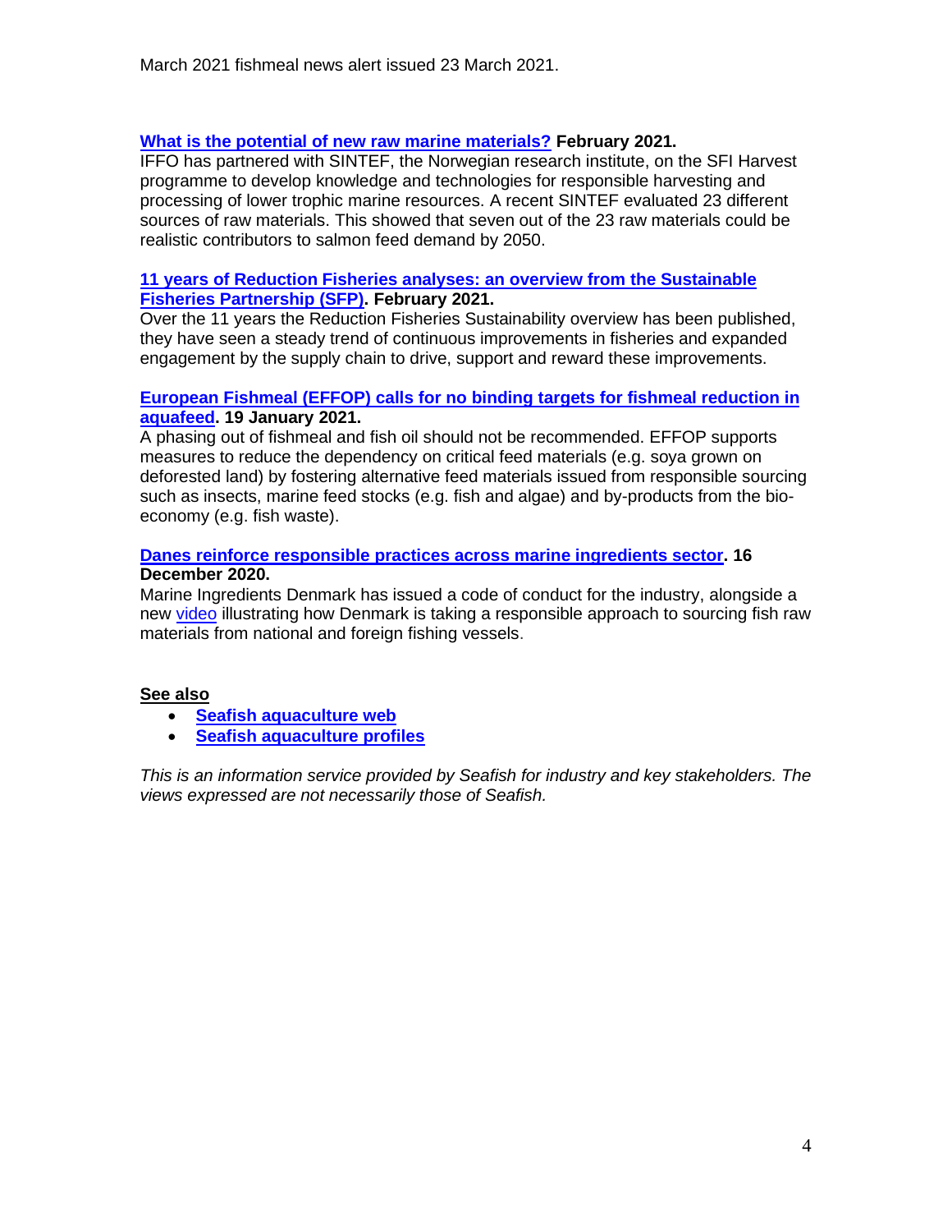March 2021 fishmeal news alert issued 23 March 2021.

**What is the potential of new raw marine materials? February 2021.**

IFFO has partnered with SINTEF, the Norwegian research institute, on the SFI Harvest programme to develop knowledge and technologies for responsible harvesting and processing of lower trophic marine resources. A recent SINTEF evaluated 23 different sources of raw materials. This showed that seven out of the 23 raw materials could be realistic contributors to salmon feed demand by 2050.

**11 years of Reduction Fisheries analyses: an overview from the Sustainable Fisheries Partnership (SFP). February 2021.**

Over the 11 years the Reduction Fisheries Sustainability overview has been published, they have seen a steady trend of continuous improvements in fisheries and expanded engagement by the supply chain to drive, support and reward these improvements.

**European Fishmeal (EFFOP) calls for no binding targets for fishmeal reduction in aquafeed. 19 January 2021.**

A phasing out of fishmeal and fish oil should not be recommended. EFFOP supports measures to reduce the dependency on critical feed materials (e.g. soya grown on deforested land) by fostering alternative feed materials issued from responsible sourcing such as insects, marine feed stocks (e.g. fish and algae) and by-products from the bio-economy (e.g. fish waste).

**Danes reinforce responsible practices across marine ingredients sector. 16 December 2020.**

Marine Ingredients Denmark has issued a code of conduct for the industry, alongside a new video illustrating how Denmark is taking a responsible approach to sourcing fish raw materials from national and foreign fishing vessels.

**See also**

- **Seafish aquaculture web**
- **Seafish aquaculture profiles**

*This is an information service provided by Seafish for industry and key stakeholders. The views expressed are not necessarily those of Seafish.*